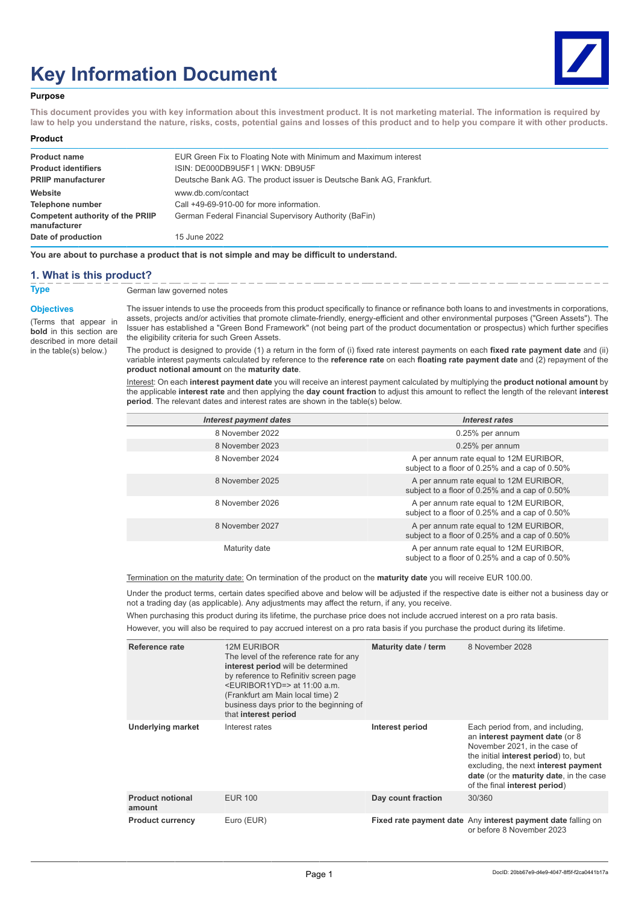// Page 1 of 3 (c1aa1fe14846)

# Key Information Document

**Purpose**

**This document provides you with key information about this investment product. It is not marketing material. The information is required by law to help you understand the nature, risks, costs, potential gains and losses of this product and to help you compare it with other products.**

**Product**

| | |
|---|---|
| **Product name** | EUR Green Fix to Floating Note with Minimum and Maximum interest |
| **Product identifiers** | ISIN: DE000DB9U5F1 \| WKN: DB9U5F |
| **PRIIP manufacturer** | Deutsche Bank AG. The product issuer is Deutsche Bank AG, Frankfurt. |
| **Website** | www.db.com/contact |
| **Telephone number** | Call +49-69-910-00 for more information. |
| **Competent authority of the PRIIP manufacturer** | German Federal Financial Supervisory Authority (BaFin) |
| **Date of production** | 15 June 2022 |

**You are about to purchase a product that is not simple and may be difficult to understand.**

## 1. What is this product?

**Type**

German law governed notes

**Objectives**

(Terms that appear in **bold** in this section are described in more detail in the table(s) below.)

The issuer intends to use the proceeds from this product specifically to finance or refinance both loans to and investments in corporations, assets, projects and/or activities that promote climate-friendly, energy-efficient and other environmental purposes ("Green Assets"). The Issuer has established a "Green Bond Framework" (not being part of the product documentation or prospectus) which further specifies the eligibility criteria for such Green Assets.

The product is designed to provide (1) a return in the form of (i) fixed rate interest payments on each **fixed rate payment date** and (ii) variable interest payments calculated by reference to the **reference rate** on each **floating rate payment date** and (2) repayment of the **product notional amount** on the **maturity date**.

Interest: On each **interest payment date** you will receive an interest payment calculated by multiplying the **product notional amount** by the applicable **interest rate** and then applying the **day count fraction** to adjust this amount to reflect the length of the relevant **interest period**. The relevant dates and interest rates are shown in the table(s) below.

| *Interest payment dates* | *Interest rates* |
|---|---|
| 8 November 2022 | 0.25% per annum |
| 8 November 2023 | 0.25% per annum |
| 8 November 2024 | A per annum rate equal to 12M EURIBOR, subject to a floor of 0.25% and a cap of 0.50% |
| 8 November 2025 | A per annum rate equal to 12M EURIBOR, subject to a floor of 0.25% and a cap of 0.50% |
| 8 November 2026 | A per annum rate equal to 12M EURIBOR, subject to a floor of 0.25% and a cap of 0.50% |
| 8 November 2027 | A per annum rate equal to 12M EURIBOR, subject to a floor of 0.25% and a cap of 0.50% |
| Maturity date | A per annum rate equal to 12M EURIBOR, subject to a floor of 0.25% and a cap of 0.50% |

Termination on the maturity date: On termination of the product on the **maturity date** you will receive EUR 100.00.

Under the product terms, certain dates specified above and below will be adjusted if the respective date is either not a business day or not a trading day (as applicable). Any adjustments may affect the return, if any, you receive.

When purchasing this product during its lifetime, the purchase price does not include accrued interest on a pro rata basis.

However, you will also be required to pay accrued interest on a pro rata basis if you purchase the product during its lifetime.

| | | | |
|---|---|---|---|
| **Reference rate** | 12M EURIBOR The level of the reference rate for any **interest period** will be determined by reference to Refinitiv screen page <EURIBOR1YD=> at 11:00 a.m. (Frankfurt am Main local time) 2 business days prior to the beginning of that **interest period** | **Maturity date / term** | 8 November 2028 |
| **Underlying market** | Interest rates | **Interest period** | Each period from, and including, an **interest payment date** (or 8 November 2021, in the case of the initial **interest period**) to, but excluding, the next **interest payment date** (or the **maturity date**, in the case of the final **interest period**) |
| **Product notional amount** | EUR 100 | **Day count fraction** | 30/360 |
| **Product currency** | Euro (EUR) | **Fixed rate payment date** | Any **interest payment date** falling on or before 8 November 2023 |

DocID: 20bb67e9-d4e9-4047-8f5f-f2ca0441b17a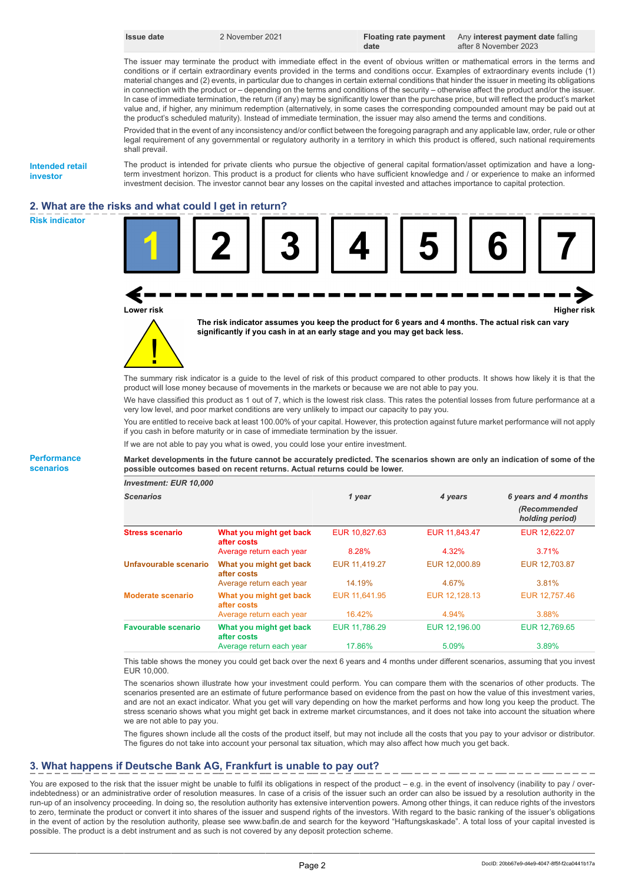| Issue date | 2 November 2021 | Floating rate payment date | Any **interest payment date** falling after 8 November 2023 |
|---|---|---|---|

The issuer may terminate the product with immediate effect in the event of obvious written or mathematical errors in the terms and conditions or if certain extraordinary events provided in the terms and conditions occur. Examples of extraordinary events include (1) material changes and (2) events, in particular due to changes in certain external conditions that hinder the issuer in meeting its obligations in connection with the product or – depending on the terms and conditions of the security – otherwise affect the product and/or the issuer. In case of immediate termination, the return (if any) may be significantly lower than the purchase price, but will reflect the product's market value and, if higher, any minimum redemption (alternatively, in some cases the corresponding compounded amount may be paid out at the product's scheduled maturity). Instead of immediate termination, the issuer may also amend the terms and conditions.

Provided that in the event of any inconsistency and/or conflict between the foregoing paragraph and any applicable law, order, rule or other legal requirement of any governmental or regulatory authority in a territory in which this product is offered, such national requirements shall prevail.

**Intended retail investor**

The product is intended for private clients who pursue the objective of general capital formation/asset optimization and have a long-term investment horizon. This product is a product for clients who have sufficient knowledge and / or experience to make an informed investment decision. The investor cannot bear any losses on the capital invested and attaches importance to capital protection.

## 2. What are the risks and what could I get in return?

**Risk indicator**

| **1** | 2 | 3 | 4 | 5 | 6 | 7 |
|---|---|---|---|---|---|---|

Lower risk — Higher risk

**The risk indicator assumes you keep the product for 6 years and 4 months. The actual risk can vary significantly if you cash in at an early stage and you may get back less.**

The summary risk indicator is a guide to the level of risk of this product compared to other products. It shows how likely it is that the product will lose money because of movements in the markets or because we are not able to pay you.

We have classified this product as 1 out of 7, which is the lowest risk class. This rates the potential losses from future performance at a very low level, and poor market conditions are very unlikely to impact our capacity to pay you.

You are entitled to receive back at least 100.00% of your capital. However, this protection against future market performance will not apply if you cash in before maturity or in case of immediate termination by the issuer.

If we are not able to pay you what is owed, you could lose your entire investment.

**Performance scenarios**

**Market developments in the future cannot be accurately predicted. The scenarios shown are only an indication of some of the possible outcomes based on recent returns. Actual returns could be lower.**

| *Investment: EUR 10,000* | | | | |
|---|---|---|---|---|
| ***Scenarios*** | | ***1 year*** | ***4 years*** | ***6 years and 4 months (Recommended holding period)*** |
| **Stress scenario** | **What you might get back after costs** | EUR 10,827.63 | EUR 11,843.47 | EUR 12,622.07 |
| | Average return each year | 8.28% | 4.32% | 3.71% |
| **Unfavourable scenario** | **What you might get back after costs** | EUR 11,419.27 | EUR 12,000.89 | EUR 12,703.87 |
| | Average return each year | 14.19% | 4.67% | 3.81% |
| **Moderate scenario** | **What you might get back after costs** | EUR 11,641.95 | EUR 12,128.13 | EUR 12,757.46 |
| | Average return each year | 16.42% | 4.94% | 3.88% |
| **Favourable scenario** | **What you might get back after costs** | EUR 11,786.29 | EUR 12,196.00 | EUR 12,769.65 |
| | Average return each year | 17.86% | 5.09% | 3.89% |

This table shows the money you could get back over the next 6 years and 4 months under different scenarios, assuming that you invest EUR 10,000.

The scenarios shown illustrate how your investment could perform. You can compare them with the scenarios of other products. The scenarios presented are an estimate of future performance based on evidence from the past on how the value of this investment varies, and are not an exact indicator. What you get will vary depending on how the market performs and how long you keep the product. The stress scenario shows what you might get back in extreme market circumstances, and it does not take into account the situation where we are not able to pay you.

The figures shown include all the costs of the product itself, but may not include all the costs that you pay to your advisor or distributor. The figures do not take into account your personal tax situation, which may also affect how much you get back.

## 3. What happens if Deutsche Bank AG, Frankfurt is unable to pay out?

You are exposed to the risk that the issuer might be unable to fulfil its obligations in respect of the product – e.g. in the event of insolvency (inability to pay / over-indebtedness) or an administrative order of resolution measures. In case of a crisis of the issuer such an order can also be issued by a resolution authority in the run-up of an insolvency proceeding. In doing so, the resolution authority has extensive intervention powers. Among other things, it can reduce rights of the investors to zero, terminate the product or convert it into shares of the issuer and suspend rights of the investors. With regard to the basic ranking of the issuer's obligations in the event of action by the resolution authority, please see www.bafin.de and search for the keyword "Haftungskaskade". A total loss of your capital invested is possible. The product is a debt instrument and as such is not covered by any deposit protection scheme.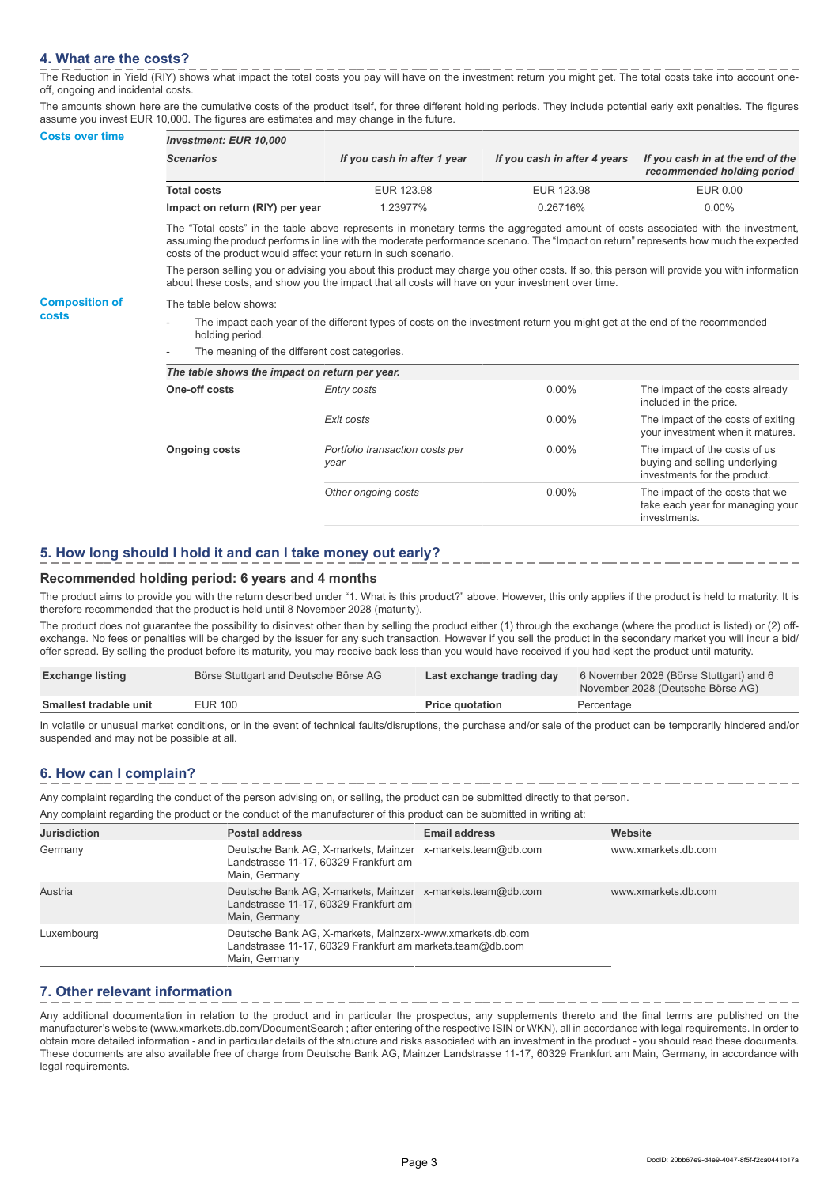## 4. What are the costs?

The Reduction in Yield (RIY) shows what impact the total costs you pay will have on the investment return you might get. The total costs take into account one-off, ongoing and incidental costs.

The amounts shown here are the cumulative costs of the product itself, for three different holding periods. They include potential early exit penalties. The figures assume you invest EUR 10,000. The figures are estimates and may change in the future.

**Costs over time**

| *Investment: EUR 10,000* | | | |
|---|---|---|---|
| ***Scenarios*** | ***If you cash in after 1 year*** | ***If you cash in after 4 years*** | ***If you cash in at the end of the recommended holding period*** |
| **Total costs** | EUR 123.98 | EUR 123.98 | EUR 0.00 |
| **Impact on return (RIY) per year** | 1.23977% | 0.26716% | 0.00% |

The "Total costs" in the table above represents in monetary terms the aggregated amount of costs associated with the investment, assuming the product performs in line with the moderate performance scenario. The "Impact on return" represents how much the expected costs of the product would affect your return in such scenario.

The person selling you or advising you about this product may charge you other costs. If so, this person will provide you with information about these costs, and show you the impact that all costs will have on your investment over time.

**Composition of costs**

The table below shows:

- The impact each year of the different types of costs on the investment return you might get at the end of the recommended holding period.
- The meaning of the different cost categories.

| *The table shows the impact on return per year.* | | | |
|---|---|---|---|
| **One-off costs** | *Entry costs* | 0.00% | The impact of the costs already included in the price. |
| | *Exit costs* | 0.00% | The impact of the costs of exiting your investment when it matures. |
| **Ongoing costs** | *Portfolio transaction costs per year* | 0.00% | The impact of the costs of us buying and selling underlying investments for the product. |
| | *Other ongoing costs* | 0.00% | The impact of the costs that we take each year for managing your investments. |

## 5. How long should I hold it and can I take money out early?

### Recommended holding period: 6 years and 4 months

The product aims to provide you with the return described under "1. What is this product?" above. However, this only applies if the product is held to maturity. It is therefore recommended that the product is held until 8 November 2028 (maturity).

The product does not guarantee the possibility to disinvest other than by selling the product either (1) through the exchange (where the product is listed) or (2) off-exchange. No fees or penalties will be charged by the issuer for any such transaction. However if you sell the product in the secondary market you will incur a bid/offer spread. By selling the product before its maturity, you may receive back less than you would have received if you had kept the product until maturity.

| | | | |
|---|---|---|---|
| **Exchange listing** | Börse Stuttgart and Deutsche Börse AG | **Last exchange trading day** | 6 November 2028 (Börse Stuttgart) and 6 November 2028 (Deutsche Börse AG) |
| **Smallest tradable unit** | EUR 100 | **Price quotation** | Percentage |

In volatile or unusual market conditions, or in the event of technical faults/disruptions, the purchase and/or sale of the product can be temporarily hindered and/or suspended and may not be possible at all.

## 6. How can I complain?

Any complaint regarding the conduct of the person advising on, or selling, the product can be submitted directly to that person.

Any complaint regarding the product or the conduct of the manufacturer of this product can be submitted in writing at:

| Jurisdiction | Postal address | Email address | Website |
|---|---|---|---|
| Germany | Deutsche Bank AG, X-markets, Mainzer Landstrasse 11-17, 60329 Frankfurt am Main, Germany | x-markets.team@db.com | www.xmarkets.db.com |
| Austria | Deutsche Bank AG, X-markets, Mainzer Landstrasse 11-17, 60329 Frankfurt am Main, Germany | x-markets.team@db.com | www.xmarkets.db.com |
| Luxembourg | Deutsche Bank AG, X-markets, Mainzer Landstrasse 11-17, 60329 Frankfurt am Main, Germany | x-markets.team@db.com | www.xmarkets.db.com |

## 7. Other relevant information

Any additional documentation in relation to the product and in particular the prospectus, any supplements thereto and the final terms are published on the manufacturer's website (www.xmarkets.db.com/DocumentSearch ; after entering of the respective ISIN or WKN), all in accordance with legal requirements. In order to obtain more detailed information - and in particular details of the structure and risks associated with an investment in the product - you should read these documents. These documents are also available free of charge from Deutsche Bank AG, Mainzer Landstrasse 11-17, 60329 Frankfurt am Main, Germany, in accordance with legal requirements.